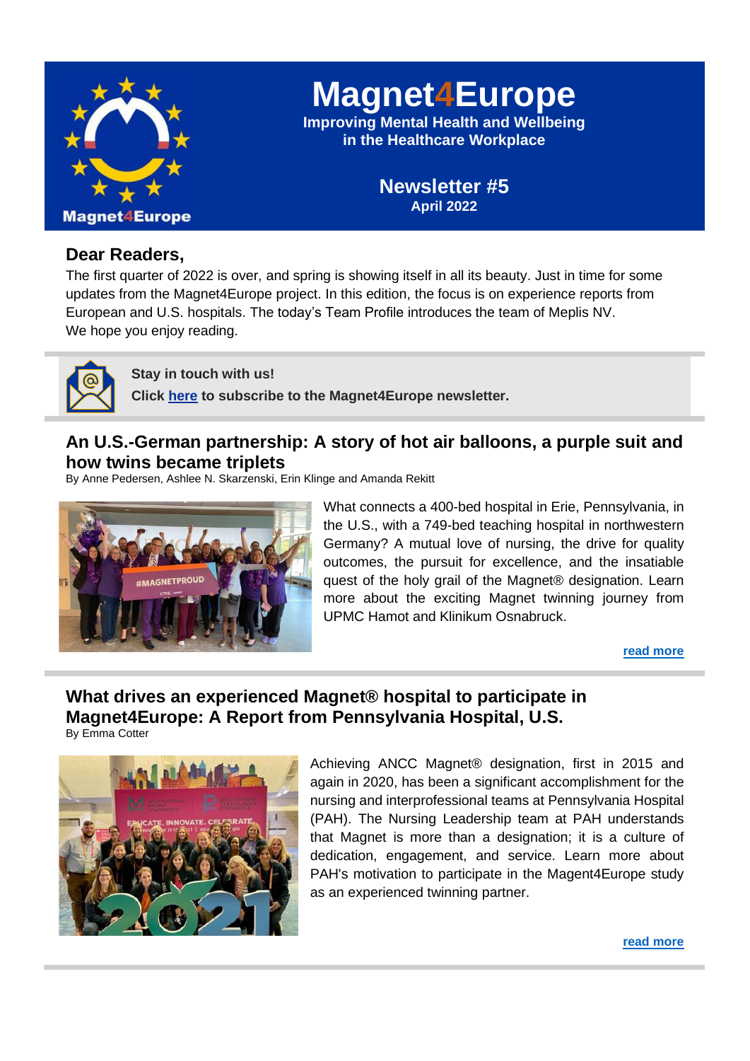# Magnet4Europe

**Improving Mental Health and Wellbeing in the Healthcare Workplace**

## Newsletter #5

**April 2022**

### Dear Readers,

The first quarter of 2022 is over, and spring is showing itself in all its beauty. Just in time for some updates from the Magnet4Europe project. In this edition, the focus is on experience reports from European and U.S. hospitals. The today's Team Profile introduces the team of Meplis NV.
We hope you enjoy reading.

**Stay in touch with us!**
**Click here to subscribe to the Magnet4Europe newsletter.**

## An U.S.-German partnership: A story of hot air balloons, a purple suit and how twins became triplets

By Anne Pedersen, Ashlee N. Skarzenski, Erin Klinge and Amanda Rekitt

What connects a 400-bed hospital in Erie, Pennsylvania, in the U.S., with a 749-bed teaching hospital in northwestern Germany? A mutual love of nursing, the drive for quality outcomes, the pursuit for excellence, and the insatiable quest of the holy grail of the Magnet® designation. Learn more about the exciting Magnet twinning journey from UPMC Hamot and Klinikum Osnabruck.

read more

## What drives an experienced Magnet® hospital to participate in Magnet4Europe: A Report from Pennsylvania Hospital, U.S.

By Emma Cotter

Achieving ANCC Magnet® designation, first in 2015 and again in 2020, has been a significant accomplishment for the nursing and interprofessional teams at Pennsylvania Hospital (PAH). The Nursing Leadership team at PAH understands that Magnet is more than a designation; it is a culture of dedication, engagement, and service. Learn more about PAH's motivation to participate in the Magent4Europe study as an experienced twinning partner.

read more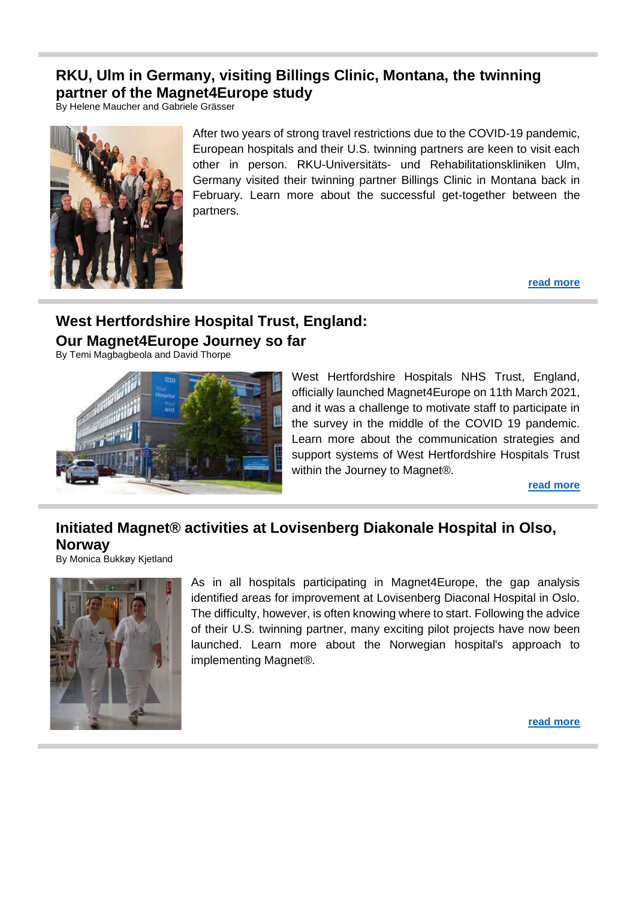## RKU, Ulm in Germany, visiting Billings Clinic, Montana, the twinning partner of the Magnet4Europe study

By Helene Maucher and Gabriele Grässer

After two years of strong travel restrictions due to the COVID-19 pandemic, European hospitals and their U.S. twinning partners are keen to visit each other in person. RKU-Universitäts- und Rehabilitationskliniken Ulm, Germany visited their twinning partner Billings Clinic in Montana back in February. Learn more about the successful get-together between the partners.

**read more**

## West Hertfordshire Hospital Trust, England: Our Magnet4Europe Journey so far

By Temi Magbagbeola and David Thorpe

West Hertfordshire Hospitals NHS Trust, England, officially launched Magnet4Europe on 11th March 2021, and it was a challenge to motivate staff to participate in the survey in the middle of the COVID 19 pandemic. Learn more about the communication strategies and support systems of West Hertfordshire Hospitals Trust within the Journey to Magnet®.

**read more**

## Initiated Magnet® activities at Lovisenberg Diakonale Hospital in Olso, Norway

By Monica Bukkøy Kjetland

As in all hospitals participating in Magnet4Europe, the gap analysis identified areas for improvement at Lovisenberg Diaconal Hospital in Oslo. The difficulty, however, is often knowing where to start. Following the advice of their U.S. twinning partner, many exciting pilot projects have now been launched. Learn more about the Norwegian hospital's approach to implementing Magnet®.

**read more**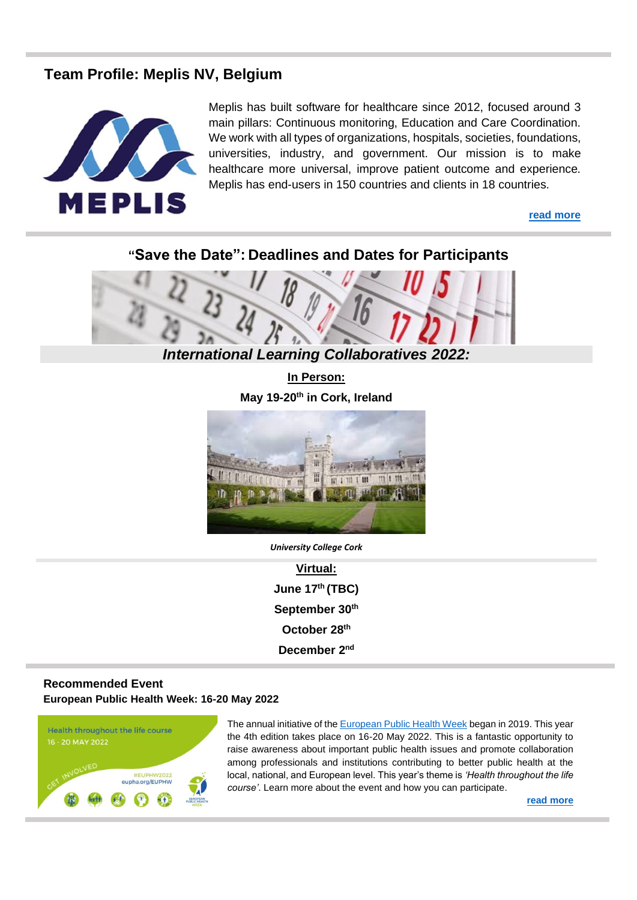## Team Profile: Meplis NV, Belgium

Meplis has built software for healthcare since 2012, focused around 3 main pillars: Continuous monitoring, Education and Care Coordination. We work with all types of organizations, hospitals, societies, foundations, universities, industry, and government. Our mission is to make healthcare more universal, improve patient outcome and experience. Meplis has end-users in 150 countries and clients in 18 countries.

**read more**

## "Save the Date": Deadlines and Dates for Participants

### *International Learning Collaboratives 2022:*

**In Person:**

**May 19-20th in Cork, Ireland**

*University College Cork*

**Virtual:**

**June 17th (TBC)**

**September 30th**

**October 28th**

**December 2nd**

### Recommended Event

**European Public Health Week: 16-20 May 2022**

The annual initiative of the European Public Health Week began in 2019. This year the 4th edition takes place on 16-20 May 2022. This is a fantastic opportunity to raise awareness about important public health issues and promote collaboration among professionals and institutions contributing to better public health at the local, national, and European level. This year's theme is *'Health throughout the life course'*. Learn more about the event and how you can participate.

**read more**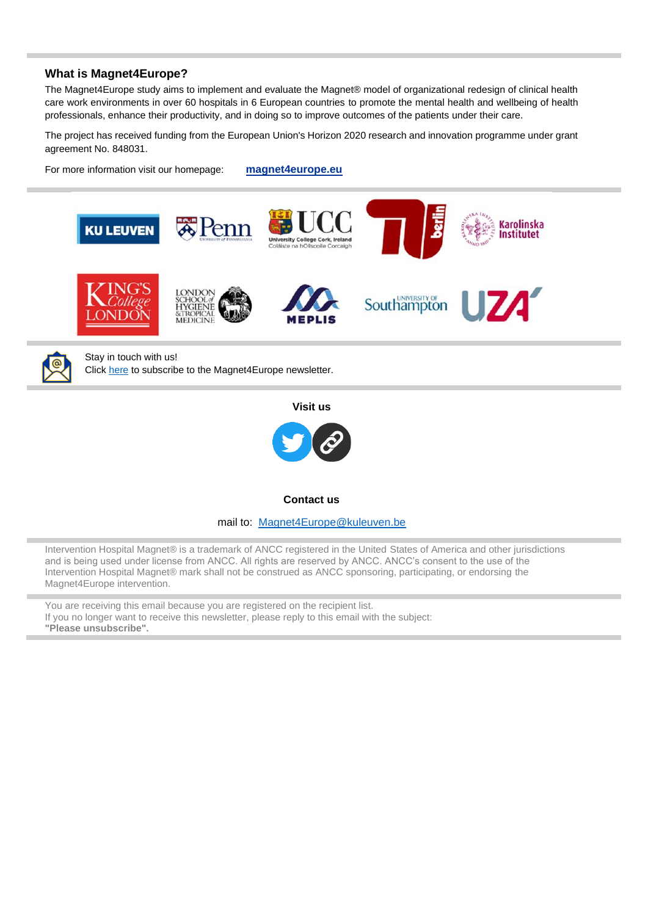## What is Magnet4Europe?

The Magnet4Europe study aims to implement and evaluate the Magnet® model of organizational redesign of clinical health care work environments in over 60 hospitals in 6 European countries to promote the mental health and wellbeing of health professionals, enhance their productivity, and in doing so to improve outcomes of the patients under their care.

The project has received funding from the European Union's Horizon 2020 research and innovation programme under grant agreement No. 848031.

For more information visit our homepage: **magnet4europe.eu**

Stay in touch with us!
Click here to subscribe to the Magnet4Europe newsletter.

**Visit us**

**Contact us**

mail to: Magnet4Europe@kuleuven.be

Intervention Hospital Magnet® is a trademark of ANCC registered in the United States of America and other jurisdictions and is being used under license from ANCC. All rights are reserved by ANCC. ANCC's consent to the use of the Intervention Hospital Magnet® mark shall not be construed as ANCC sponsoring, participating, or endorsing the Magnet4Europe intervention.

You are receiving this email because you are registered on the recipient list.
If you no longer want to receive this newsletter, please reply to this email with the subject:
**"Please unsubscribe".**